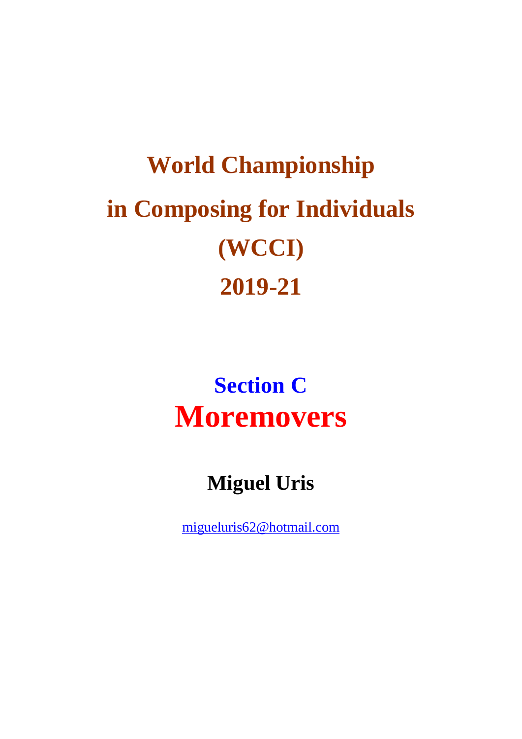# World Championship in Composing for Individuals (WCCI) 2019-21

## Section C

# Moremovers

### Miguel Uris

migueluris62@hotmail.com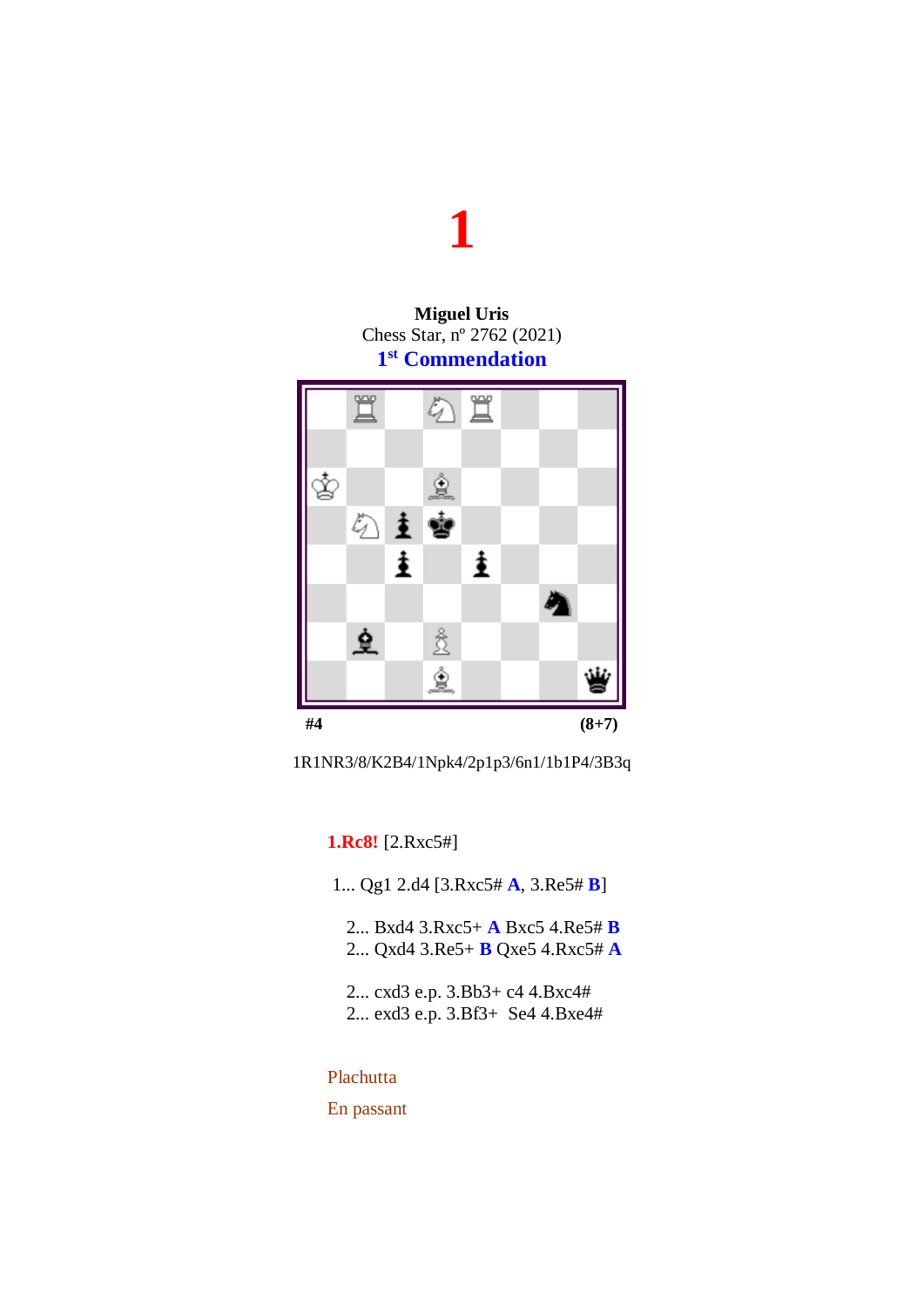# 1

**Miguel Uris**
Chess Star, nº 2762 (2021)
**1st Commendation**

#4 (8+7)

1R1NR3/8/K2B4/1Npk4/2p1p3/6n1/1b1P4/3B3q

**1.Rc8!** [2.Rxc5#]

1... Qg1 2.d4 [3.Rxc5# **A**, 3.Re5# **B**]

2... Bxd4 3.Rxc5+ **A** Bxc5 4.Re5# **B**
2... Qxd4 3.Re5+ **B** Qxe5 4.Rxc5# **A**

2... cxd3 e.p. 3.Bb3+ c4 4.Bxc4#
2... exd3 e.p. 3.Bf3+ Se4 4.Bxe4#

Plachutta

En passant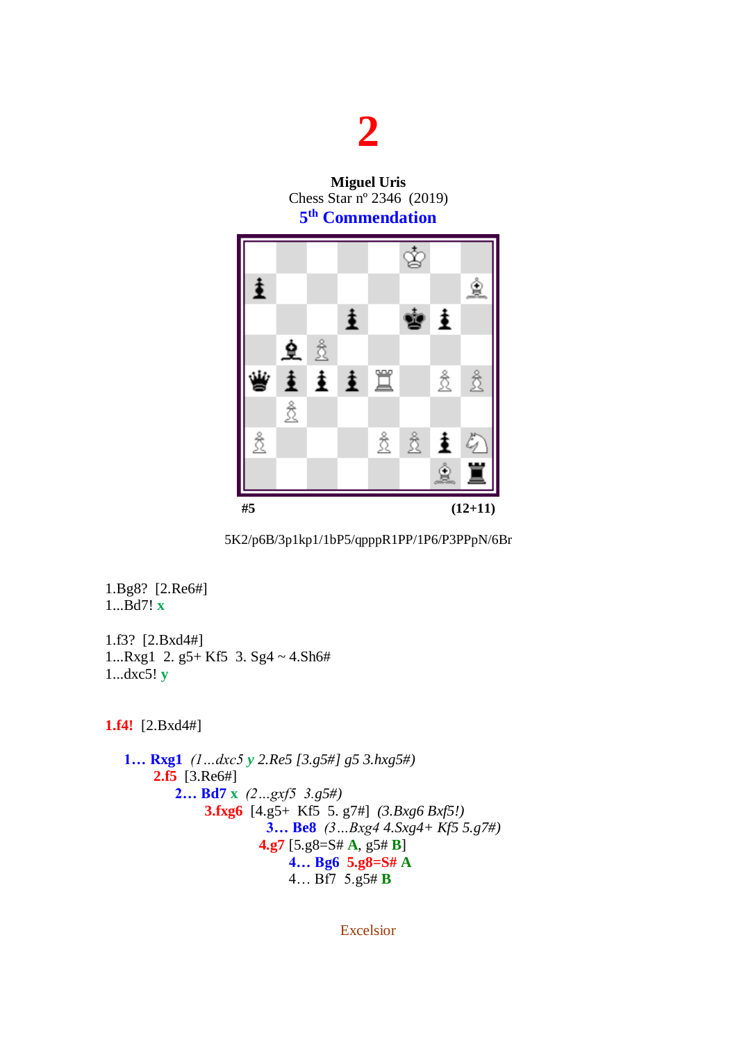# 2

**Miguel Uris**
Chess Star nº 2346 (2019)
**5th Commendation**

**#5** **(12+11)**

5K2/p6B/3p1kp1/1bP5/qpppR1PP/1P6/P3PPpN/6Br

1.Bg8? [2.Re6#]
1...Bd7! **x**

1.f3? [2.Bxd4#]
1...Rxg1 2. g5+ Kf5 3. Sg4 ~ 4.Sh6#
1...dxc5! **y**

**1.f4!** [2.Bxd4#]

**1… Rxg1** *(1…dxc5 **y** 2.Re5 [3.g5#] g5 3.hxg5#)*
**2.f5** [3.Re6#]
**2… Bd7 x** *(2…gxf5 3.g5#)*
**3.fxg6** [4.g5+ Kf5 5. g7#] *(3.Bxg6 Bxf5!)*
**3… Be8** *(3…Bxg4 4.Sxg4+ Kf5 5.g7#)*
**4.g7** [5.g8=S# **A**, g5# **B**]
**4… Bg6 5.g8=S# A**
4… Bf7 5.g5# **B**

Excelsior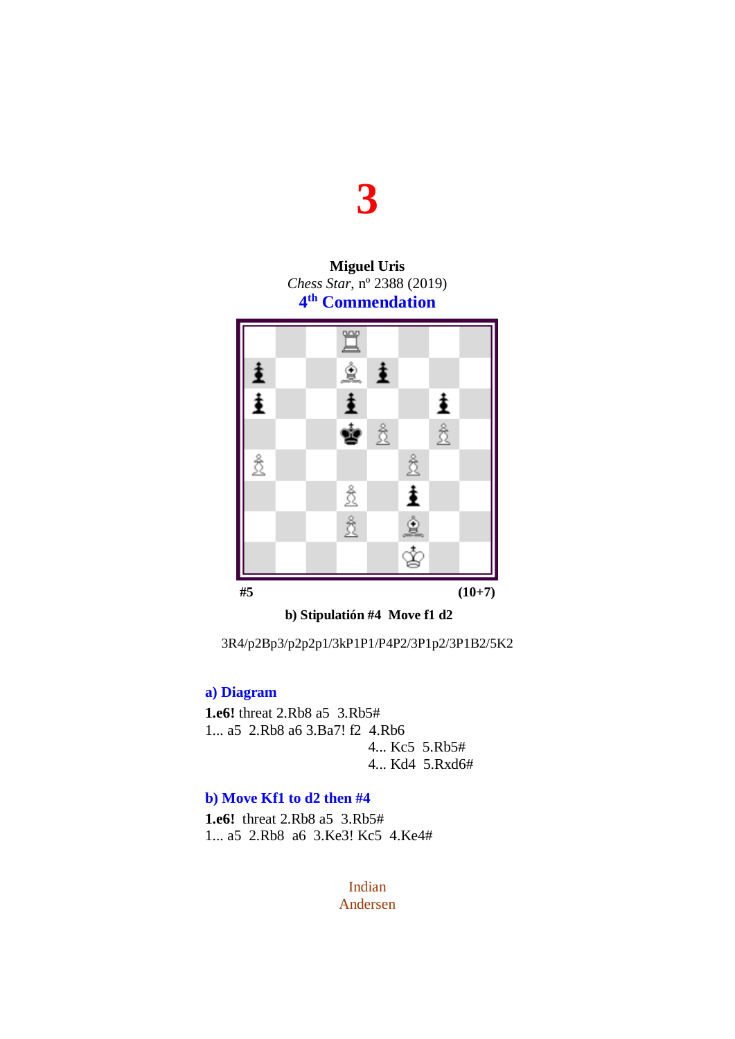# 3

**Miguel Uris**
*Chess Star*, nº 2388 (2019)
**4th Commendation**

**#5** **(10+7)**

**b) Stipulatión #4 Move f1 d2**

3R4/p2Bp3/p2p2p1/3kP1P1/P4P2/3P1p2/3P1B2/5K2

## a) Diagram

**1.e6!** threat 2.Rb8 a5 3.Rb5#
1... a5 2.Rb8 a6 3.Ba7! f2 4.Rb6
4... Kc5 5.Rb5#
4... Kd4 5.Rxd6#

## b) Move Kf1 to d2 then #4

**1.e6!** threat 2.Rb8 a5 3.Rb5#
1... a5 2.Rb8 a6 3.Ke3! Kc5 4.Ke4#

Indian
Andersen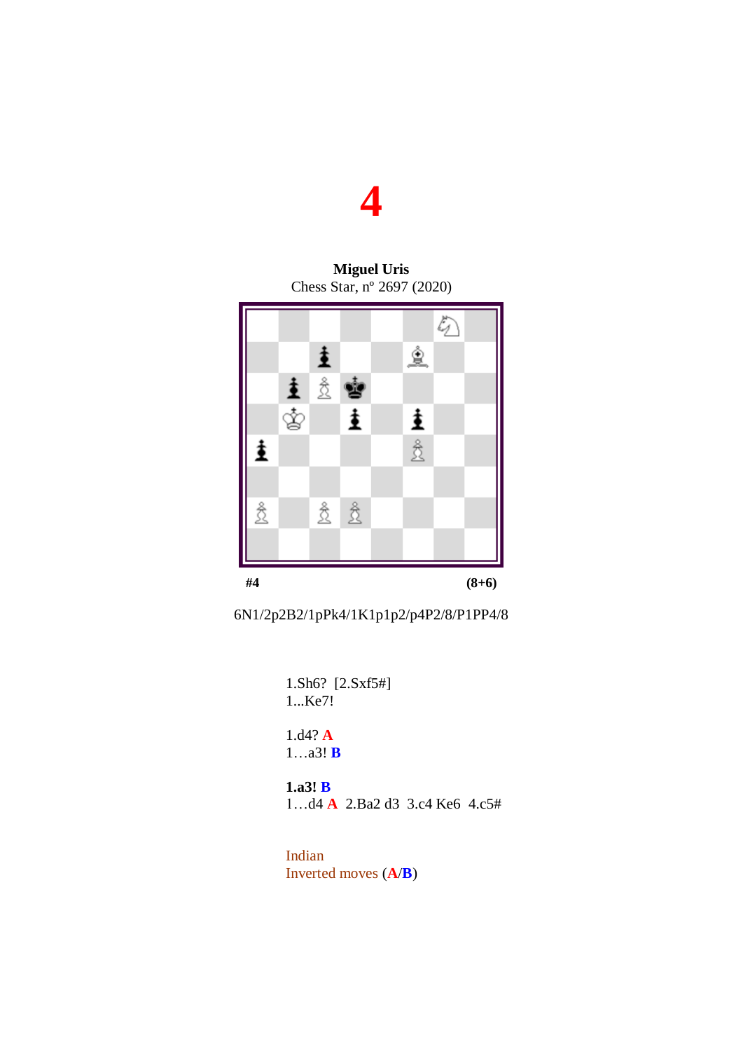# 4

**Miguel Uris**
Chess Star, nº 2697 (2020)

**#4** **(8+6)**

6N1/2p2B2/1pPk4/1K1p1p2/p4P2/8/P1PP4/8

1.Sh6? [2.Sxf5#]
1...Ke7!

1.d4? **A**
1…a3! **B**

**1.a3! B**
1…d4 **A** 2.Ba2 d3 3.c4 Ke6 4.c5#

Indian
Inverted moves (**A**/**B**)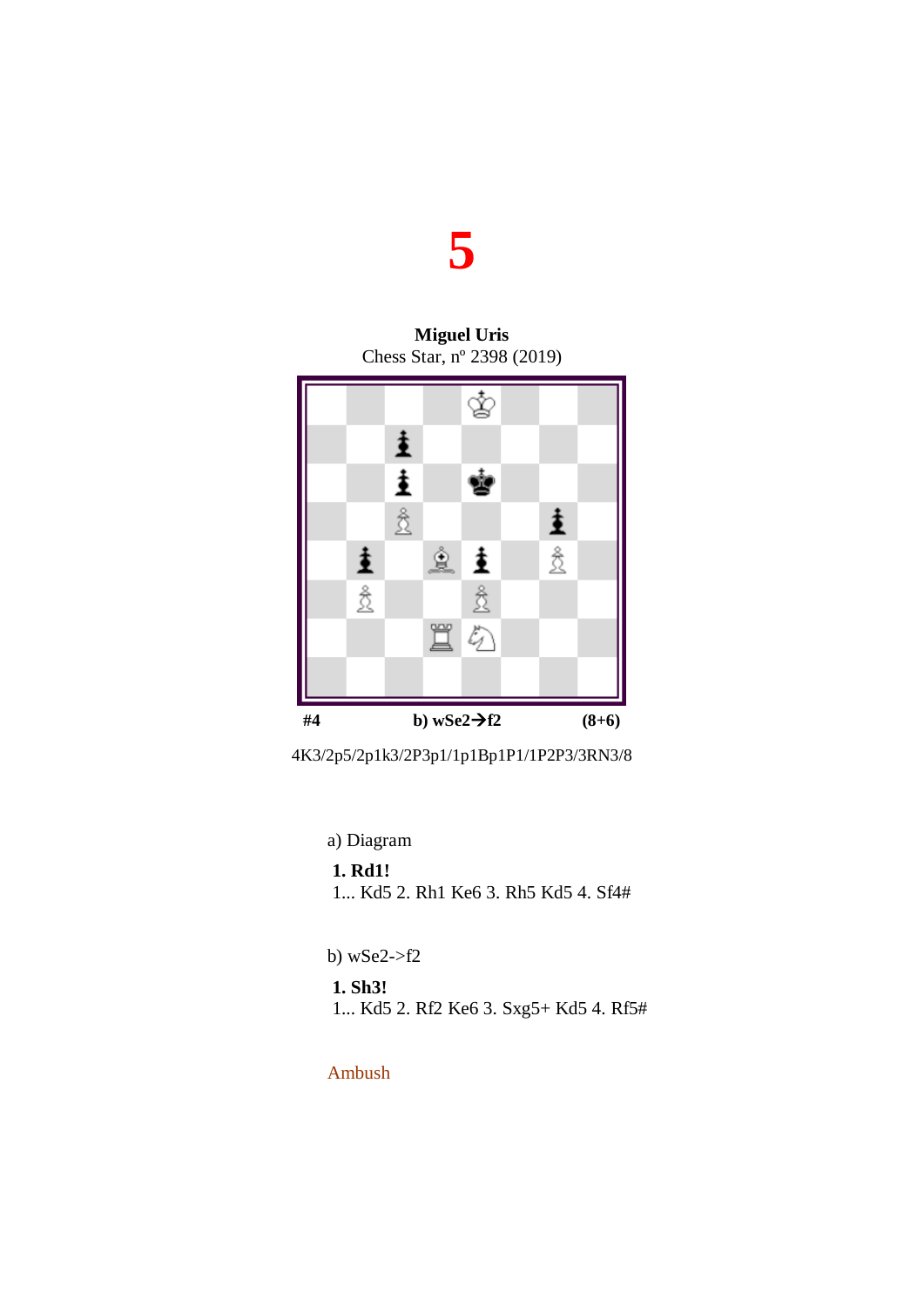# 5

**Miguel Uris**
Chess Star, nº 2398 (2019)

**#4** **b) wSe2→f2** **(8+6)**

4K3/2p5/2p1k3/2P3p1/1p1Bp1P1/1P2P3/3RN3/8

a) Diagram

**1. Rd1!**
1... Kd5 2. Rh1 Ke6 3. Rh5 Kd5 4. Sf4#

b) wSe2->f2

**1. Sh3!**
1... Kd5 2. Rf2 Ke6 3. Sxg5+ Kd5 4. Rf5#

Ambush